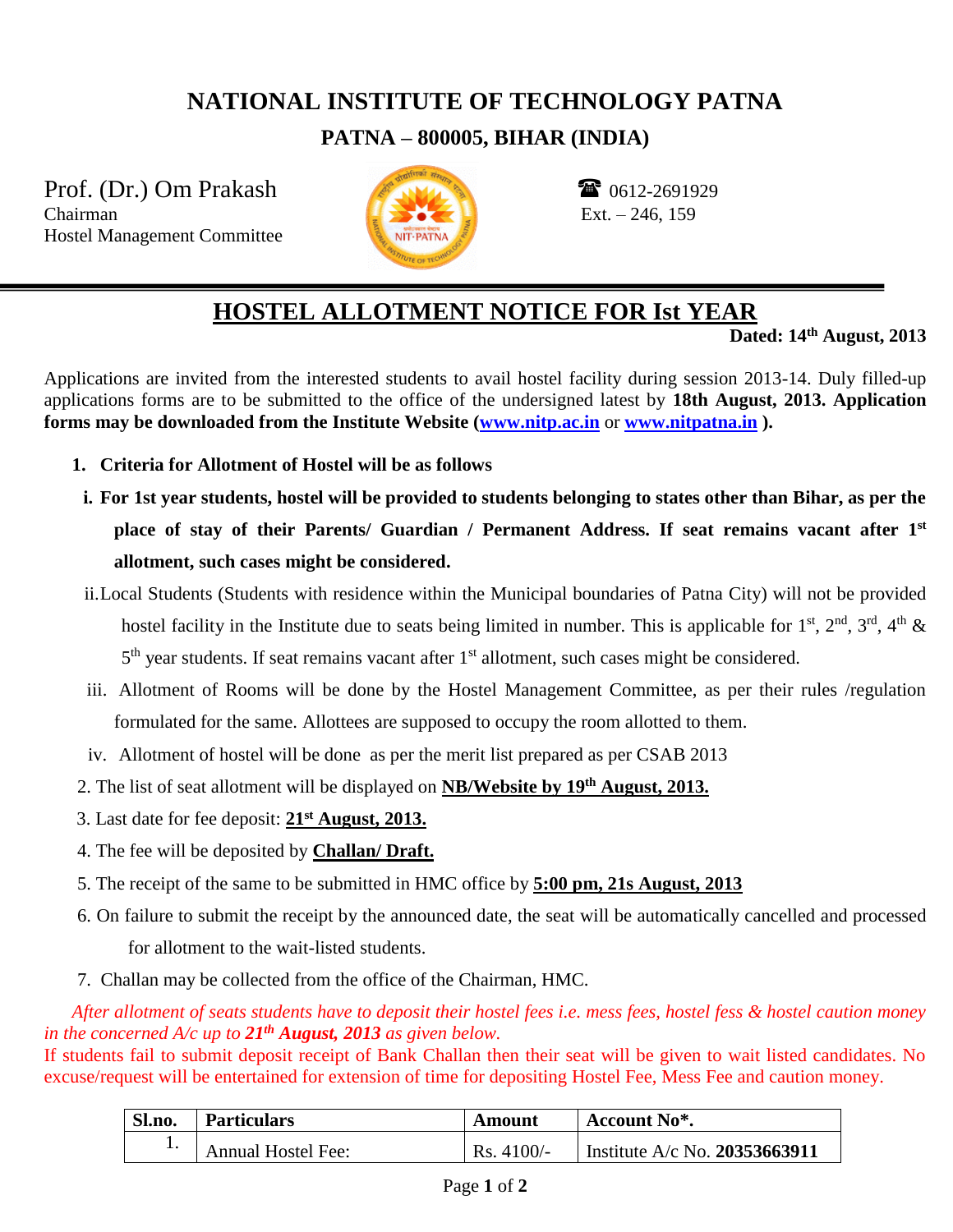# NATIONAL INSTITUTE OF TECHNOLOGY PATNA

## PATNA – 800005, BIHAR (INDIA)

Prof. (Dr.) Om Prakash
Chairman
Hostel Management Committee

☎ 0612-2691929
Ext. – 246, 159

## HOSTEL ALLOTMENT NOTICE FOR Ist YEAR

**Dated: 14th August, 2013**

Applications are invited from the interested students to avail hostel facility during session 2013-14. Duly filled-up applications forms are to be submitted to the office of the undersigned latest by **18th August, 2013. Application forms may be downloaded from the Institute Website ([www.nitp.ac.in](http://www.nitp.ac.in) or [www.nitpatna.in](http://www.nitpatna.in) ).**

1. **Criteria for Allotment of Hostel will be as follows**
   - i. **For 1st year students, hostel will be provided to students belonging to states other than Bihar, as per the place of stay of their Parents/ Guardian / Permanent Address. If seat remains vacant after 1st allotment, such cases might be considered.**
   - ii. Local Students (Students with residence within the Municipal boundaries of Patna City) will not be provided hostel facility in the Institute due to seats being limited in number. This is applicable for 1st, 2nd, 3rd, 4th & 5th year students. If seat remains vacant after 1st allotment, such cases might be considered.
   - iii. Allotment of Rooms will be done by the Hostel Management Committee, as per their rules /regulation formulated for the same. Allottees are supposed to occupy the room allotted to them.
   - iv. Allotment of hostel will be done as per the merit list prepared as per CSAB 2013
2. The list of seat allotment will be displayed on **NB/Website by 19th August, 2013.**
3. Last date for fee deposit: **21st August, 2013.**
4. The fee will be deposited by **Challan/ Draft.**
5. The receipt of the same to be submitted in HMC office by **5:00 pm, 21s August, 2013**
6. On failure to submit the receipt by the announced date, the seat will be automatically cancelled and processed for allotment to the wait-listed students.
7. Challan may be collected from the office of the Chairman, HMC.

*After allotment of seats students have to deposit their hostel fees i.e. mess fees, hostel fess & hostel caution money in the concerned A/c up to **21th August, 2013** as given below.*

If students fail to submit deposit receipt of Bank Challan then their seat will be given to wait listed candidates. No excuse/request will be entertained for extension of time for depositing Hostel Fee, Mess Fee and caution money.

| Sl.no. | Particulars | Amount | Account No*. |
|---|---|---|---|
| 1. | Annual Hostel Fee: | Rs. 4100/- | Institute A/c No. **20353663911** |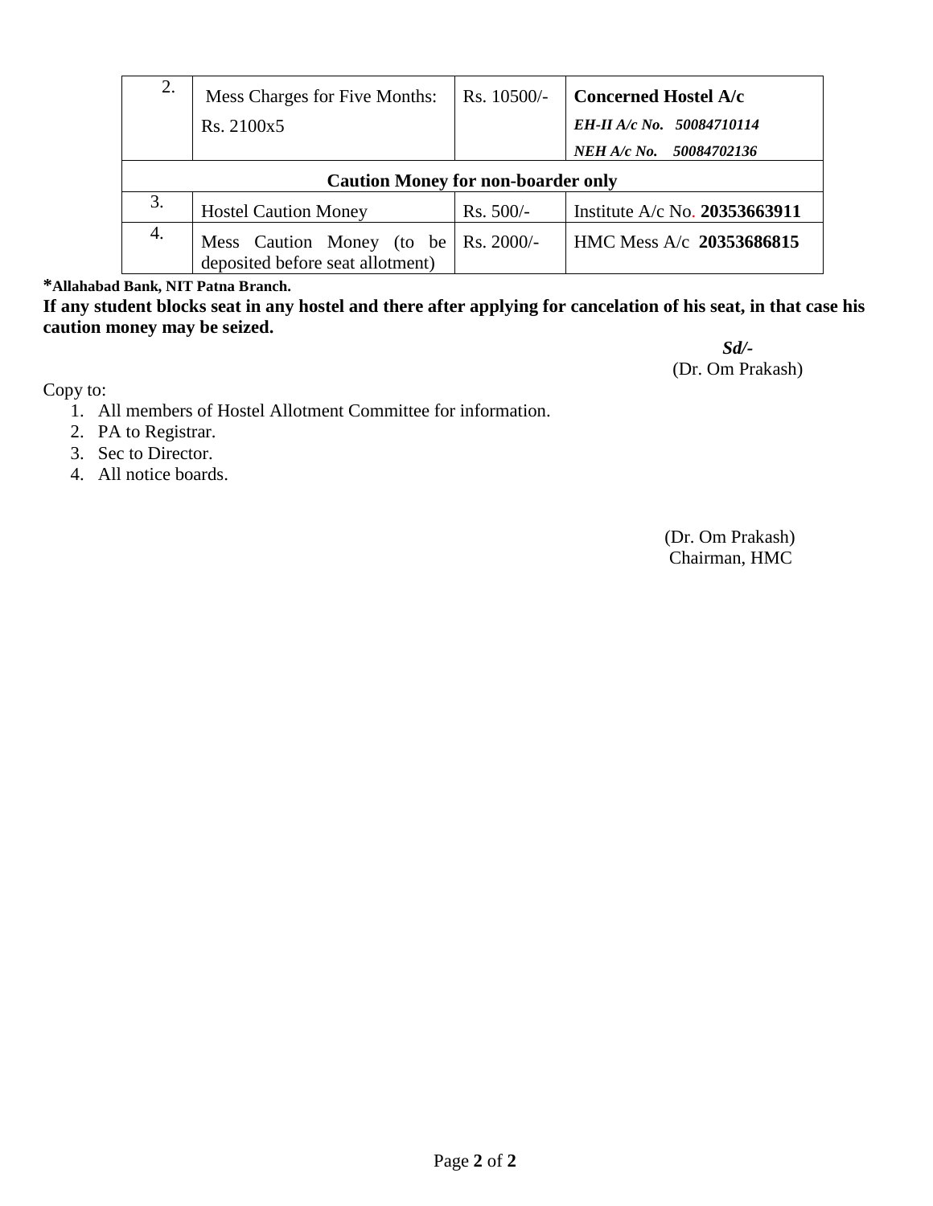| | | | |
|---|---|---|---|
| 2. | Mess Charges for Five Months: Rs. 2100x5 | Rs. 10500/- | **Concerned Hostel A/c**<br>***EH-II A/c No. 50084710114***<br>***NEH A/c No. 50084702136*** |
| **Caution Money for non-boarder only** | | | |
| 3. | Hostel Caution Money | Rs. 500/- | Institute A/c No. **20353663911** |
| 4. | Mess Caution Money (to be deposited before seat allotment) | Rs. 2000/- | HMC Mess A/c **20353686815** |

***Allahabad Bank, NIT Patna Branch.**

**If any student blocks seat in any hostel and there after applying for cancelation of his seat, in that case his caution money may be seized.**

***Sd/-***
(Dr. Om Prakash)

Copy to:

1. All members of Hostel Allotment Committee for information.
2. PA to Registrar.
3. Sec to Director.
4. All notice boards.

(Dr. Om Prakash)
Chairman, HMC